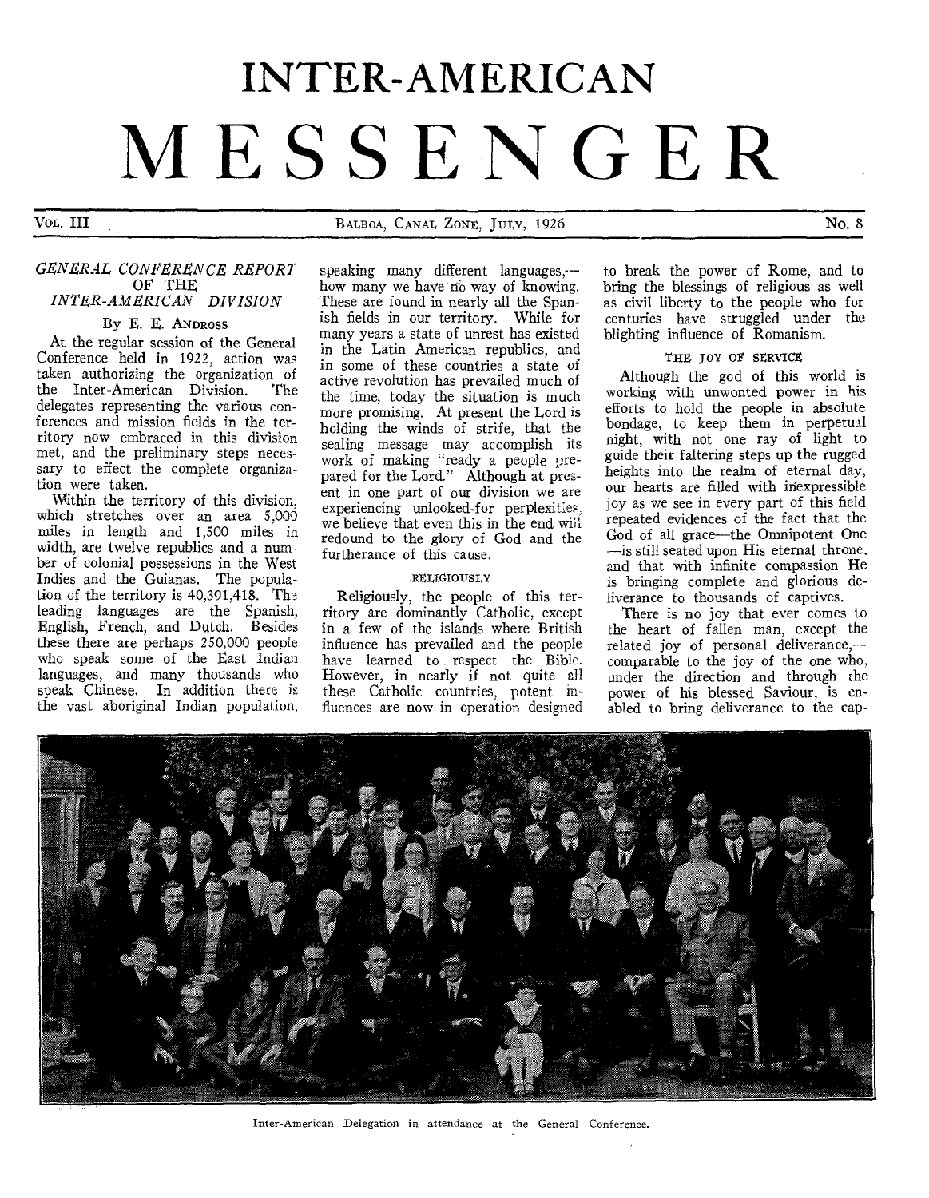# INTER-AMERICAN MESSENGER

VOL. III — BALBOA, CANAL ZONE, JULY, 1926 — No. 8

## *GENERAL CONFERENCE REPORT OF THE INTER-AMERICAN DIVISION*

By E. E. ANDROSS

At the regular session of the General Conference held in 1922, action was taken authorizing the organization of the Inter-American Division. The delegates representing the various conferences and mission fields in the territory now embraced in this division met, and the preliminary steps necessary to effect the complete organization were taken.

Within the territory of this division, which stretches over an area 5,000 miles in length and 1,500 miles in width, are twelve republics and a number of colonial possessions in the West Indies and the Guianas. The population of the territory is 40,391,418. The leading languages are the Spanish, English, French, and Dutch. Besides these there are perhaps 250,000 people who speak some of the East Indian languages, and many thousands who speak Chinese. In addition there is the vast aboriginal Indian population, speaking many different languages,—how many we have no way of knowing. These are found in nearly all the Spanish fields in our territory. While for many years a state of unrest has existed in the Latin American republics, and in some of these countries a state of active revolution has prevailed much of the time, today the situation is much more promising. At present the Lord is holding the winds of strife, that the sealing message may accomplish its work of making "ready a people prepared for the Lord." Although at present in one part of our division we are experiencing unlooked-for perplexities, we believe that even this in the end will redound to the glory of God and the furtherance of this cause.

### RELIGIOUSLY

Religiously, the people of this territory are dominantly Catholic, except in a few of the islands where British influence has prevailed and the people have learned to respect the Bible. However, in nearly if not quite all these Catholic countries, potent influences are now in operation designed to break the power of Rome, and to bring the blessings of religious as well as civil liberty to the people who for centuries have struggled under the blighting influence of Romanism.

### THE JOY OF SERVICE

Although the god of this world is working with unwonted power in his efforts to hold the people in absolute bondage, to keep them in perpetual night, with not one ray of light to guide their faltering steps up the rugged heights into the realm of eternal day, our hearts are filled with inexpressible joy as we see in every part of this field repeated evidences of the fact that the God of all grace—the Omnipotent One—is still seated upon His eternal throne, and that with infinite compassion He is bringing complete and glorious deliverance to thousands of captives.

There is no joy that ever comes to the heart of fallen man, except the related joy of personal deliverance,—comparable to the joy of the one who, under the direction and through the power of his blessed Saviour, is enabled to bring deliverance to the cap-

Inter-American Delegation in attendance at the General Conference.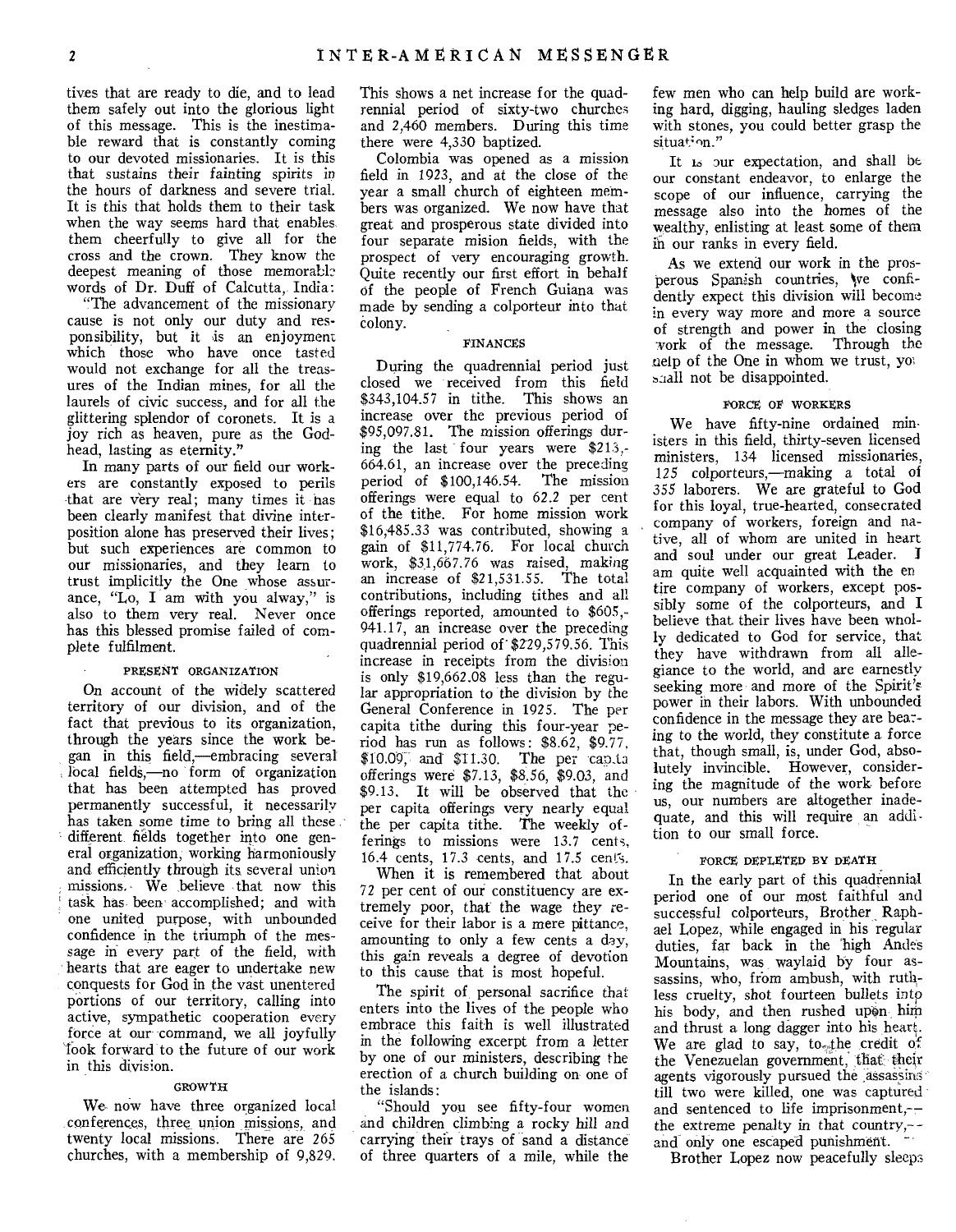tives that are ready to die, and to lead them safely out into the glorious light of this message. This is the inestimable reward that is constantly coming to our devoted missionaries. It is this that sustains their fainting spirits in the hours of darkness and severe trial. It is this that holds them to their task when the way seems hard that enables them cheerfully to give all for the cross and the crown. They know the deepest meaning of those memorable words of Dr. Duff of Calcutta, India:

"The advancement of the missionary cause is not only our duty and responsibility, but it is an enjoyment which those who have once tasted would not exchange for all the treasures of the Indian mines, for all the laurels of civic success, and for all the glittering splendor of coronets. It is a joy rich as heaven, pure as the Godhead, lasting as eternity."

In many parts of our field our workers are constantly exposed to perils that are very real; many times it has been clearly manifest that divine interposition alone has preserved their lives; but such experiences are common to our missionaries, and they learn to trust implicitly the One whose assurance, "Lo, I am with you alway," is also to them very real. Never once has this blessed promise failed of complete fulfilment.

#### PRESENT ORGANIZATION

On account of the widely scattered territory of our division, and of the fact that previous to its organization, through the years since the work began in this field,—embracing several local fields,—no form of organization that has been attempted has proved permanently successful, it necessarily has taken some time to bring all these different fields together into one general organization, working harmoniously and efficiently through its several union missions. We believe that now this task has been accomplished; and with one united purpose, with unbounded confidence in the triumph of the message in every part of the field, with hearts that are eager to undertake new conquests for God in the vast unentered portions of our territory, calling into active, sympathetic cooperation every force at our command, we all joyfully look forward to the future of our work in this division.

#### GROWTH

We now have three organized local conferences, three union missions, and twenty local missions. There are 265 churches, with a membership of 9,829. This shows a net increase for the quadrennial period of sixty-two churches and 2,460 members. During this time there were 4,330 baptized.

Colombia was opened as a mission field in 1923, and at the close of the year a small church of eighteen members was organized. We now have that great and prosperous state divided into four separate mision fields, with the prospect of very encouraging growth. Quite recently our first effort in behalf of the people of French Guiana was made by sending a colporteur into that colony.

#### FINANCES

During the quadrennial period just closed we received from this field $343,104.57 in tithe. This shows an increase over the previous period of $95,097.81. The mission offerings during the last four years were $213,664.61, an increase over the preceding period of $100,146.54. The mission offerings were equal to 62.2 per cent of the tithe. For home mission work $16,485.33 was contributed, showing a gain of $11,774.76. For local church work, $31,667.76 was raised, making an increase of $21,531.55. The total contributions, including tithes and all offerings reported, amounted to $605,941.17, an increase over the preceding quadrennial period of $229,579.56. This increase in receipts from the division is only $19,662.08 less than the regular appropriation to the division by the General Conference in 1925. The per capita tithe during this four-year period has run as follows: $8.62, $9.77, $10.09, and $11.30. The per capita offerings were $7.13, $8.56, $9.03, and $9.13. It will be observed that the per capita offerings very nearly equal the per capita tithe. The weekly offerings to missions were 13.7 cents, 16.4 cents, 17.3 cents, and 17.5 cents.

When it is remembered that about 72 per cent of our constituency are extremely poor, that the wage they receive for their labor is a mere pittance, amounting to only a few cents a day, this gain reveals a degree of devotion to this cause that is most hopeful.

The spirit of personal sacrifice that enters into the lives of the people who embrace this faith is well illustrated in the following excerpt from a letter by one of our ministers, describing the erection of a church building on one of the islands:

"Should you see fifty-four women and children climbing a rocky hill and carrying their trays of sand a distance of three quarters of a mile, while the few men who can help build are working hard, digging, hauling sledges laden with stones, you could better grasp the situation."

It is our expectation, and shall be our constant endeavor, to enlarge the scope of our influence, carrying the message also into the homes of the wealthy, enlisting at least some of them in our ranks in every field.

As we extend our work in the prosperous Spanish countries, we confidently expect this division will become in every way more and more a source of strength and power in the closing work of the message. Through the help of the One in whom we trust, you shall not be disappointed.

#### FORCE OF WORKERS

We have fifty-nine ordained ministers in this field, thirty-seven licensed ministers, 134 licensed missionaries, 125 colporteurs,—making a total of 355 laborers. We are grateful to God for this loyal, true-hearted, consecrated company of workers, foreign and native, all of whom are united in heart and soul under our great Leader. I am quite well acquainted with the entire company of workers, except possibly some of the colporteurs, and I believe that their lives have been wholly dedicated to God for service, that they have withdrawn from all allegiance to the world, and are earnestly seeking more and more of the Spirit's power in their labors. With unbounded confidence in the message they are bearing to the world, they constitute a force that, though small, is, under God, absolutely invincible. However, considering the magnitude of the work before us, our numbers are altogether inadequate, and this will require an addition to our small force.

#### FORCE DEPLETED BY DEATH

In the early part of this quadrennial period one of our most faithful and successful colporteurs, Brother Raphael Lopez, while engaged in his regular duties, far back in the high Andes Mountains, was waylaid by four assassins, who, from ambush, with ruthless cruelty, shot fourteen bullets into his body, and then rushed upon him and thrust a long dagger into his heart. We are glad to say, to the credit of the Venezuelan government, that their agents vigorously pursued the assassins till two were killed, one was captured and sentenced to life imprisonment,—the extreme penalty in that country,—and only one escaped punishment.

Brother Lopez now peacefully sleeps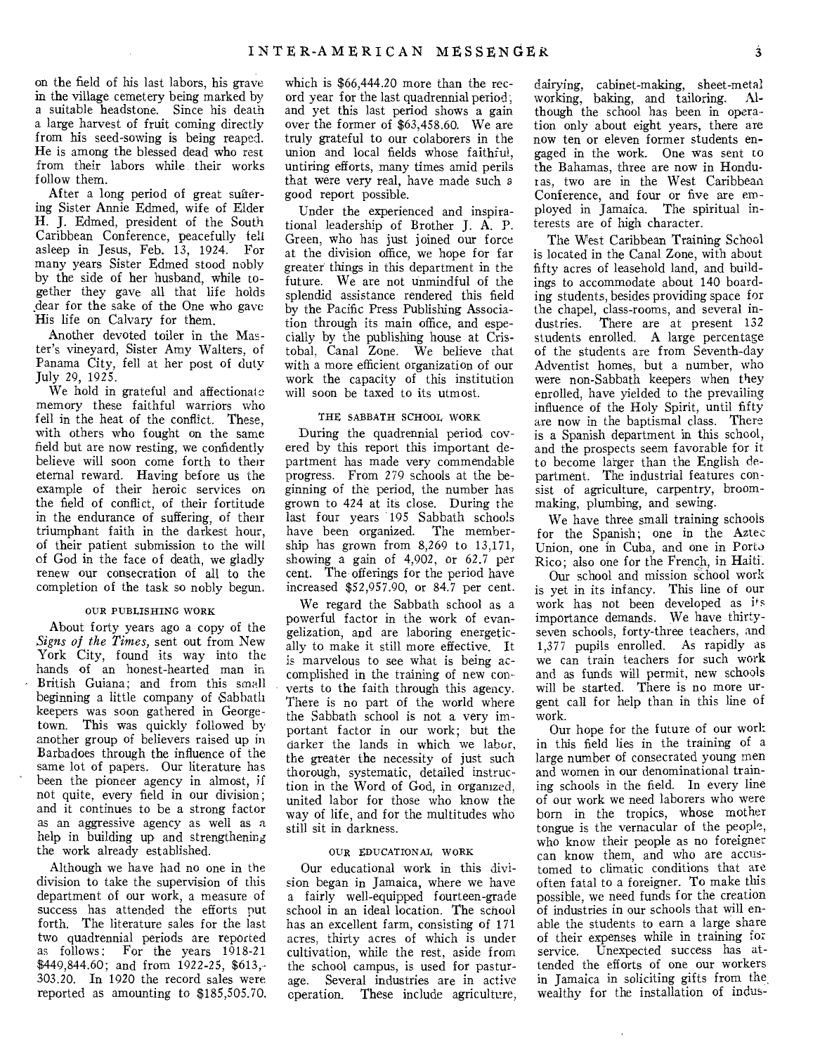on the field of his last labors, his grave in the village cemetery being marked by a suitable headstone. Since his death a large harvest of fruit coming directly from his seed-sowing is being reaped. He is among the blessed dead who rest from their labors while their works follow them.

After a long period of great suffering Sister Annie Edmed, wife of Elder H. J. Edmed, president of the South Caribbean Conference, peacefully fell asleep in Jesus, Feb. 13, 1924. For many years Sister Edmed stood nobly by the side of her husband, while together they gave all that life holds dear for the sake of the One who gave His life on Calvary for them.

Another devoted toiler in the Master's vineyard, Sister Amy Walters, of Panama City, fell at her post of duty July 29, 1925.

We hold in grateful and affectionate memory these faithful warriors who fell in the heat of the conflict. These, with others who fought on the same field but are now resting, we confidently believe will soon come forth to their eternal reward. Having before us the example of their heroic services on the field of conflict, of their fortitude in the endurance of suffering, of their triumphant faith in the darkest hour, of their patient submission to the will of God in the face of death, we gladly renew our consecration of all to the completion of the task so nobly begun.

### OUR PUBLISHING WORK

About forty years ago a copy of the *Signs of the Times,* sent out from New York City, found its way into the hands of an honest-hearted man in British Guiana; and from this small beginning a little company of Sabbath keepers was soon gathered in Georgetown. This was quickly followed by another group of believers raised up in Barbadoes through the influence of the same lot of papers. Our literature has been the pioneer agency in almost, if not quite, every field in our division; and it continues to be a strong factor as an aggressive agency as well as a help in building up and strengthening the work already established.

Although we have had no one in the division to take the supervision of this department of our work, a measure of success has attended the efforts put forth. The literature sales for the last two quadrennial periods are reported as follows: For the years 1918-21 $449,844.60; and from 1922-25, $613,-303.20. In 1920 the record sales were reported as amounting to $185,505.70, which is $66,444.20 more than the record year for the last quadrennial period; and yet this last period shows a gain over the former of $63,458.60. We are truly grateful to our colaborers in the union and local fields whose faithful, untiring efforts, many times amid perils that were very real, have made such a good report possible.

Under the experienced and inspirational leadership of Brother J. A. P. Green, who has just joined our force at the division office, we hope for far greater things in this department in the future. We are not unmindful of the splendid assistance rendered this field by the Pacific Press Publishing Association through its main office, and especially by the publishing house at Cristobal, Canal Zone. We believe that with a more efficient organization of our work the capacity of this institution will soon be taxed to its utmost.

### THE SABBATH SCHOOL WORK

During the quadrennial period covered by this report this important department has made very commendable progress. From 279 schools at the beginning of the period, the number has grown to 424 at its close. During the last four years 195 Sabbath schools have been organized. The membership has grown from 8,269 to 13,171, showing a gain of 4,902, or 62.7 per cent. The offerings for the period have increased $52,957.90, or 84.7 per cent.

We regard the Sabbath school as a powerful factor in the work of evangelization, and are laboring energetically to make it still more effective. It is marvelous to see what is being accomplished in the training of new converts to the faith through this agency. There is no part of the world where the Sabbath school is not a very important factor in our work; but the darker the lands in which we labor, the greater the necessity of just such thorough, systematic, detailed instruction in the Word of God, in organized, united labor for those who know the way of life, and for the multitudes who still sit in darkness.

### OUR EDUCATIONAL WORK

Our educational work in this division began in Jamaica, where we have a fairly well-equipped fourteen-grade school in an ideal location. The school has an excellent farm, consisting of 171 acres, thirty acres of which is under cultivation, while the rest, aside from the school campus, is used for pasturage. Several industries are in active operation. These include agriculture, dairying, cabinet-making, sheet-metal working, baking, and tailoring. Although the school has been in operation only about eight years, there are now ten or eleven former students engaged in the work. One was sent to the Bahamas, three are now in Honduras, two are in the West Caribbean Conference, and four or five are employed in Jamaica. The spiritual interests are of high character.

The West Caribbean Training School is located in the Canal Zone, with about fifty acres of leasehold land, and buildings to accommodate about 140 boarding students, besides providing space for the chapel, class-rooms, and several industries. There are at present 132 students enrolled. A large percentage of the students are from Seventh-day Adventist homes, but a number, who were non-Sabbath keepers when they enrolled, have yielded to the prevailing influence of the Holy Spirit, until fifty are now in the baptismal class. There is a Spanish department in this school, and the prospects seem favorable for it to become larger than the English department. The industrial features consist of agriculture, carpentry, broom-making, plumbing, and sewing.

We have three small training schools for the Spanish; one in the Aztec Union, one in Cuba, and one in Porto Rico; also one for the French, in Haiti.

Our school and mission school work is yet in its infancy. This line of our work has not been developed as its importance demands. We have thirty-seven schools, forty-three teachers, and 1,377 pupils enrolled. As rapidly as we can train teachers for such work and as funds will permit, new schools will be started. There is no more urgent call for help than in this line of work.

Our hope for the future of our work in this field lies in the training of a large number of consecrated young men and women in our denominational training schools in the field. In every line of our work we need laborers who were born in the tropics, whose mother tongue is the vernacular of the people, who know their people as no foreigner can know them, and who are accustomed to climatic conditions that are often fatal to a foreigner. To make this possible, we need funds for the creation of industries in our schools that will enable the students to earn a large share of their expenses while in training for service. Unexpected success has attended the efforts of one our workers in Jamaica in soliciting gifts from the wealthy for the installation of indus-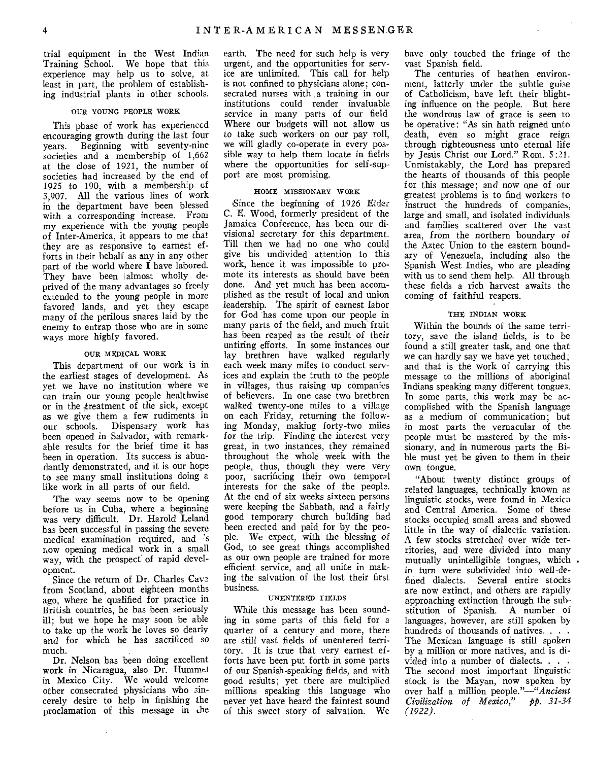trial equipment in the West Indian Training School. We hope that this experience may help us to solve, at least in part, the problem of establishing industrial plants in other schools.

### OUR YOUNG PEOPLE WORK

This phase of work has experienced encouraging growth during the last four years. Beginning with seventy-nine societies and a membership of 1,662 at the close of 1921, the number of societies had increased by the end of 1925 to 190, with a membership of 3,907. All the various lines of work in the department have been blessed with a corresponding increase. From my experience with the young people of Inter-America, it appears to me that they are as responsive to earnest efforts in their behalf as any in any other part of the world where I have labored. They have been almost wholly deprived of the many advantages so freely extended to the young people in more favored lands, and yet they escape many of the perilous snares laid by the enemy to entrap those who are in some ways more highly favored.

### OUR MEDICAL WORK

This department of our work is in the earliest stages of development. As yet we have no institution where we can train our young people healthwise or in the treatment of the sick, except as we give them a few rudiments in our schools. Dispensary work has been opened in Salvador, with remarkable results for the brief time it has been in operation. Its success is abundantly demonstrated, and it is our hope to see many small institutions doing a like work in all parts of our field.

The way seems now to be opening before us in Cuba, where a beginning was very difficult. Dr. Harold Leland has been successful in passing the severe medical examination required, and is now opening medical work in a small way, with the prospect of rapid development.

Since the return of Dr. Charles Cave from Scotland, about eighteen months ago, where he qualified for practice in British countries, he has been seriously ill; but we hope he may soon be able to take up the work he loves so dearly and for which he has sacrificed so much.

Dr. Nelson has been doing excellent work in Nicaragua, also Dr. Hummel in Mexico City. We would welcome other consecrated physicians who sincerely desire to help in finishing the proclamation of this message in the earth. The need for such help is very urgent, and the opportunities for service are unlimited. This call for help is not confined to physicians alone; consecrated nurses with a training in our institutions could render invaluable service in many parts of our field. Where our budgets will not allow us to take such workers on our pay roll, we will gladly co-operate in every possible way to help them locate in fields where the opportunities for self-support are most promising.

### HOME MISSIONARY WORK

Since the beginning of 1926 Elder C. E. Wood, formerly president of the Jamaica Conference, has been our divisional secretary for this department. Till then we had no one who could give his undivided attention to this work, hence it was impossible to promote its interests as should have been done. And yet much has been accomplished as the result of local and union leadership. The spirit of earnest labor for God has come upon our people in many parts of the field, and much fruit has been reaped as the result of their untiring efforts. In some instances our lay brethren have walked regularly each week many miles to conduct services and explain the truth to the people in villages, thus raising up companies of believers. In one case two brethren walked twenty-one miles to a village on each Friday, returning the following Monday, making forty-two miles for the trip. Finding the interest very great, in two instances, they remained throughout the whole week with the people, thus, though they were very poor, sacrificing their own temporal interests for the sake of the people. At the end of six weeks sixteen persons were keeping the Sabbath, and a fairly good temporary church building had been erected and paid for by the people. We expect, with the blessing of God, to see great things accomplished as our own people are trained for more efficient service, and all unite in making the salvation of the lost their first business.

### UNENTERED FIELDS

While this message has been sounding in some parts of this field for a quarter of a century and more, there are still vast fields of unentered territory. It is true that very earnest efforts have been put forth in some parts of our Spanish-speaking fields, and with good results; yet there are multiplied millions speaking this language who never yet have heard the faintest sound of this sweet story of salvation. We have only touched the fringe of the vast Spanish field.

The centuries of heathen environment, latterly under the subtle guise of Catholicism, have left their blighting influence on the people. But here the wondrous law of grace is seen to be operative: "As sin hath reigned unto death, even so might grace reign through righteousness unto eternal life by Jesus Christ our Lord." Rom. 5:21. Unmistakably, the Lord has prepared the hearts of thousands of this people for this message; and now one of our greatest problems is to find workers to instruct the hundreds of companies, large and small, and isolated individuals and families scattered over the vast area, from the northern boundary of the Aztec Union to the eastern boundary of Venezuela, including also the Spanish West Indies, who are pleading with us to send them help. All through these fields a rich harvest awaits the coming of faithful reapers.

### THE INDIAN WORK

Within the bounds of the same territory, save the island fields, is to be found a still greater task, and one that we can hardly say we have yet touched; and that is the work of carrying this message to the millions of aboriginal Indians speaking many different tongues. In some parts, this work may be accomplished with the Spanish language as a medium of communication; but in most parts the vernacular of the people must be mastered by the missionary, and in numerous parts the Bible must yet be given to them in their own tongue.

"About twenty distinct groups of related languages, technically known as linguistic stocks, were found in Mexico and Central America. Some of these stocks occupied small areas and showed little in the way of dialectic variation. A few stocks stretched over wide territories, and were divided into many mutually unintelligible tongues, which in turn were subdivided into well-defined dialects. Several entire stocks are now extinct, and others are rapidly approaching extinction through the substitution of Spanish. A number of languages, however, are still spoken by hundreds of thousands of natives. . . . The Mexican language is still spoken by a million or more natives, and is divided into a number of dialects. . . . The second most important linguistic stock is the Mayan, now spoken by over half a million people."—*"Ancient Civilization of Mexico," pp. 31-34 (1922).*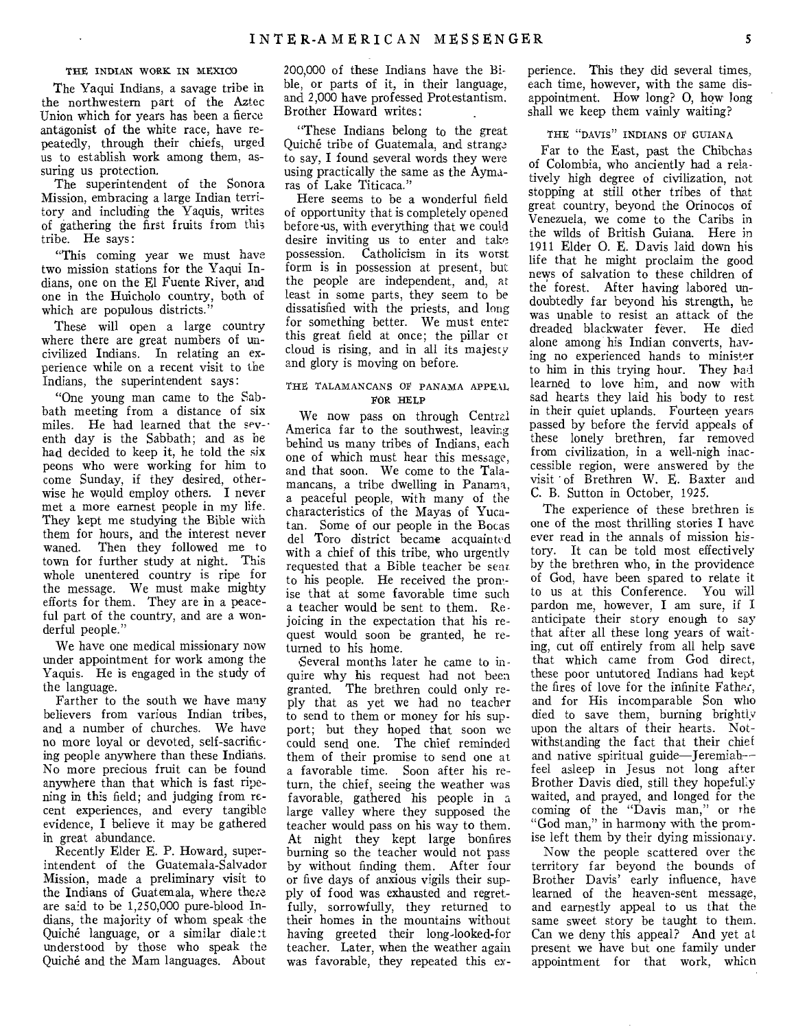### THE INDIAN WORK IN MEXICO

The Yaqui Indians, a savage tribe in the northwestern part of the Aztec Union which for years has been a fierce antagonist of the white race, have repeatedly, through their chiefs, urged us to establish work among them, assuring us protection.

The superintendent of the Sonora Mission, embracing a large Indian territory and including the Yaquis, writes of gathering the first fruits from this tribe. He says:

"This coming year we must have two mission stations for the Yaqui Indians, one on the El Fuente River, and one in the Huicholo country, both of which are populous districts."

These will open a large country where there are great numbers of uncivilized Indians. In relating an experience while on a recent visit to the Indians, the superintendent says:

"One young man came to the Sabbath meeting from a distance of six miles. He had learned that the seventh day is the Sabbath; and as he had decided to keep it, he told the six peons who were working for him to come Sunday, if they desired, otherwise he would employ others. I never met a more earnest people in my life. They kept me studying the Bible with them for hours, and the interest never waned. Then they followed me to town for further study at night. This whole unentered country is ripe for the message. We must make mighty efforts for them. They are in a peaceful part of the country, and are a wonderful people."

We have one medical missionary now under appointment for work among the Yaquis. He is engaged in the study of the language.

Farther to the south we have many believers from various Indian tribes, and a number of churches. We have no more loyal or devoted, self-sacrificing people anywhere than these Indians. No more precious fruit can be found anywhere than that which is fast ripening in this field; and judging from recent experiences, and every tangible evidence, I believe it may be gathered in great abundance.

Recently Elder E. P. Howard, superintendent of the Guatemala-Salvador Mission, made a preliminary visit to the Indians of Guatemala, where there are said to be 1,250,000 pure-blood Indians, the majority of whom speak the Quiché language, or a similar dialect understood by those who speak the Quiché and the Mam languages. About 200,000 of these Indians have the Bible, or parts of it, in their language, and 2,000 have professed Protestantism. Brother Howard writes:

"These Indians belong to the great Quiché tribe of Guatemala, and strange to say, I found several words they were using practically the same as the Aymaras of Lake Titicaca."

Here seems to be a wonderful field of opportunity that is completely opened before us, with everything that we could desire inviting us to enter and take possession. Catholicism in its worst form is in possession at present, but the people are independent, and, at least in some parts, they seem to be dissatisfied with the priests, and long for something better. We must enter this great field at once; the pillar of cloud is rising, and in all its majesty and glory is moving on before.

### THE TALAMANCANS OF PANAMA APPEAL FOR HELP

We now pass on through Central America far to the southwest, leaving behind us many tribes of Indians, each one of which must hear this message, and that soon. We come to the Talamancans, a tribe dwelling in Panama, a peaceful people, with many of the characteristics of the Mayas of Yucatan. Some of our people in the Bocas del Toro district became acquainted with a chief of this tribe, who urgently requested that a Bible teacher be sent to his people. He received the promise that at some favorable time such a teacher would be sent to them. Rejoicing in the expectation that his request would soon be granted, he returned to his home.

Several months later he came to inquire why his request had not been granted. The brethren could only reply that as yet we had no teacher to send to them or money for his support; but they hoped that soon we could send one. The chief reminded them of their promise to send one at a favorable time. Soon after his return, the chief, seeing the weather was favorable, gathered his people in a large valley where they supposed the teacher would pass on his way to them. At night they kept large bonfires burning so the teacher would not pass by without finding them. After four or five days of anxious vigils their supply of food was exhausted and regretfully, sorrowfully, they returned to their homes in the mountains without having greeted their long-looked-for teacher. Later, when the weather again was favorable, they repeated this experience. This they did several times, each time, however, with the same disappointment. How long? O, how long shall we keep them vainly waiting?

### THE "DAVIS" INDIANS OF GUIANA

Far to the East, past the Chibchas of Colombia, who anciently had a relatively high degree of civilization, not stopping at still other tribes of that great country, beyond the Orinocos of Venezuela, we come to the Caribs in the wilds of British Guiana. Here in 1911 Elder O. E. Davis laid down his life that he might proclaim the good news of salvation to these children of the forest. After having labored undoubtedly far beyond his strength, he was unable to resist an attack of the dreaded blackwater fever. He died alone among his Indian converts, having no experienced hands to minister to him in this trying hour. They had learned to love him, and now with sad hearts they laid his body to rest in their quiet uplands. Fourteen years passed by before the fervid appeals of these lonely brethren, far removed from civilization, in a well-nigh inaccessible region, were answered by the visit of Brethren W. E. Baxter and C. B. Sutton in October, 1925.

The experience of these brethren is one of the most thrilling stories I have ever read in the annals of mission history. It can be told most effectively by the brethren who, in the providence of God, have been spared to relate it to us at this Conference. You will pardon me, however, I am sure, if I anticipate their story enough to say that after all these long years of waiting, cut off entirely from all help save that which came from God direct, these poor untutored Indians had kept the fires of love for the infinite Father, and for His incomparable Son who died to save them, burning brightly upon the altars of their hearts. Notwithstanding the fact that their chief and native spiritual guide—Jeremiah—feel asleep in Jesus not long after Brother Davis died, still they hopefully waited, and prayed, and longed for the coming of the "Davis man," or the "God man," in harmony with the promise left them by their dying missionary.

Now the people scattered over the territory far beyond the bounds of Brother Davis' early influence, have learned of the heaven-sent message, and earnestly appeal to us that the same sweet story be taught to them. Can we deny this appeal? And yet at present we have but one family under appointment for that work, which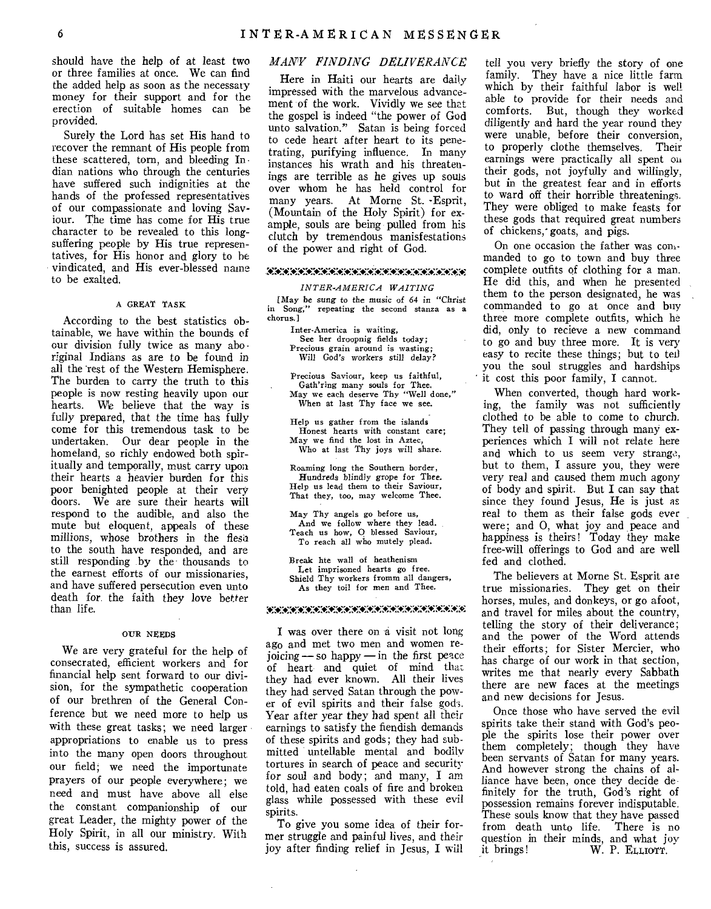should have the help of at least two or three families at once. We can find the added help as soon as the necessary money for their support and for the erection of suitable homes can be provided.

Surely the Lord has set His hand to recover the remnant of His people from these scattered, torn, and bleeding Indian nations who through the centuries have suffered such indignities at the hands of the professed representatives of our compassionate and loving Saviour. The time has come for His true character to be revealed to this long-suffering people by His true representatives, for His honor and glory to be vindicated, and His ever-blessed name to be exalted.

#### A GREAT TASK

According to the best statistics obtainable, we have within the bounds of our division fully twice as many aboriginal Indians as are to be found in all the rest of the Western Hemisphere. The burden to carry the truth to this people is now resting heavily upon our hearts. We believe that the way is fully prepared, that the time has fully come for this tremendous task to be undertaken. Our dear people in the homeland, so richly endowed both spiritually and temporally, must carry upon their hearts a heavier burden for this poor benighted people at their very doors. We are sure their hearts will respond to the audible, and also the mute but eloquent, appeals of these millions, whose brothers in the flesh to the south have responded, and are still responding by the thousands to the earnest efforts of our missionaries, and have suffered persecution even unto death for the faith they love better than life.

#### OUR NEEDS

We are very grateful for the help of consecrated, efficient workers and for financial help sent forward to our division, for the sympathetic cooperation of our brethren of the General Conference but we need more to help us with these great tasks; we need larger appropriations to enable us to press into the many open doors throughout our field; we need the importunate prayers of our people everywhere; we need and must have above all else the constant companionship of our great Leader, the mighty power of the Holy Spirit, in all our ministry. With this, success is assured.

## *MANY FINDING DELIVERANCE*

Here in Haiti our hearts are daily impressed with the marvelous advancement of the work. Vividly we see that the gospel is indeed "the power of God unto salvation." Satan is being forced to cede heart after heart to its penetrating, purifying influence. In many instances his wrath and his threatenings are terrible as he gives up souls over whom he has held control for many years. At Morne St. Esprit, (Mountain of the Holy Spirit) for example, souls are being pulled from his clutch by tremendous manifestations of the power and right of God.

### *INTER-AMERICA WAITING*

[May be sung to the music of 64 in "Christ in Song," repeating the second stanza as a chorus.]

Inter-America is waiting,  
See her droopnig fields today;  
Precious grain around is wasting;  
Will God's workers still delay?

Precious Saviour, keep us faithful,  
Gath'ring many souls for Thee.  
May we each deserve Thy "Well done,"  
When at last Thy face we see.

Help us gather from the islands  
Honest hearts with constant care;  
May we find the lost in Aztec,  
Who at last Thy joys will share.

Roaming long the Southern border,  
Hundreds blindly grope for Thee.  
Help us lead them to their Saviour,  
That they, too, may welcome Thee.

May Thy angels go before us,  
And we follow where they lead.  
Teach us how, O blessed Saviour,  
To reach all who mutely plead.

Break hte wall of heathenism  
Let imprisoned hearts go free.  
Shield Thy workers fromm all dangers,  
As they toil for men and Thee.

I was over there on a visit not long ago and met two men and women rejoicing — so happy — in the first peace of heart and quiet of mind that they had ever known. All their lives they had served Satan through the power of evil spirits and their false gods. Year after year they had spent all their earnings to satisfy the fiendish demands of these spirits and gods; they had submitted untellable mental and bodily tortures in search of peace and security for soul and body; and many, I am told, had eaten coals of fire and broken glass while possessed with these evil spirits.

To give you some idea of their former struggle and painful lives, and their joy after finding relief in Jesus, I will tell you very briefly the story of one family. They have a nice little farm which by their faithful labor is well able to provide for their needs and comforts. But, though they worked diligently and hard the year round they were unable, before their conversion, to properly clothe themselves. Their earnings were practically all spent on their gods, not joyfully and willingly, but in the greatest fear and in efforts to ward off their horrible threatenings. They were obliged to make feasts for these gods that required great numbers of chickens, goats, and pigs.

On one occasion the father was commanded to go to town and buy three complete outfits of clothing for a man. He did this, and when he presented them to the person designated, he was commanded to go at once and buy three more complete outfits, which he did, only to recieve a new command to go and buy three more. It is very easy to recite these things; but to tell you the soul struggles and hardships it cost this poor family, I cannot.

When converted, though hard working, the family was not sufficiently clothed to be able to come to church. They tell of passing through many experiences which I will not relate here and which to us seem very strange, but to them, I assure you, they were very real and caused them much agony of body and spirit. But I can say that since they found Jesus, He is just as real to them as their false gods ever were; and O, what joy and peace and happiness is theirs! Today they make free-will offerings to God and are well fed and clothed.

The believers at Morne St. Esprit are true missionaries. They get on their horses, mules, and donkeys, or go afoot, and travel for miles about the country, telling the story of their deliverance; and the power of the Word attends their efforts; for Sister Mercier, who has charge of our work in that section, writes me that nearly every Sabbath there are new faces at the meetings and new decisions for Jesus.

Once those who have served the evil spirits take their stand with God's people the spirits lose their power over them completely; though they have been servants of Satan for many years. And however strong the chains of alliance have been, once they decide definitely for the truth, God's right of possession remains forever indisputable. These souls know that they have passed from death unto life. There is no question in their minds, and what joy it brings!

W. P. ELLIOTT.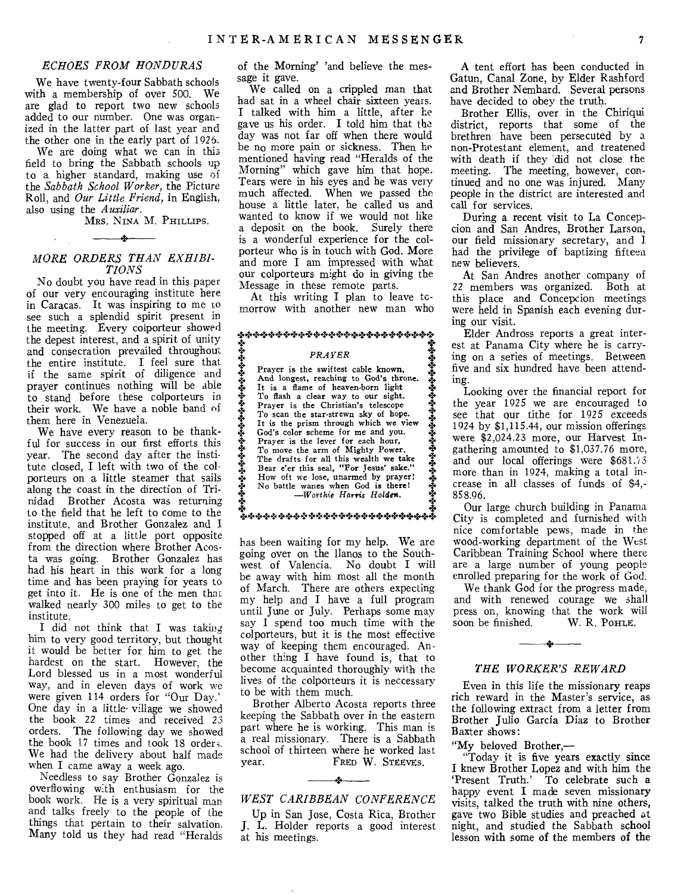## ECHOES FROM HONDURAS

We have twenty-four Sabbath schools with a membership of over 500. We are glad to report two new schools added to our number. One was organized in the latter part of last year and the other one in the early part of 1926.

We are doing what we can in this field to bring the Sabbath schools up to a higher standard, making use of the *Sabbath School Worker,* the Picture Roll, and *Our Little Friend,* in English, also using the *Auxiliar.*

MRS. NINA M. PHILLIPS.

## MORE ORDERS THAN EXHIBITIONS

No doubt you have read in this paper of our very encouraging institute here in Caracas. It was inspiring to me to see such a splendid spirit present in the meeting. Every colporteur showed the depest interest, and a spirit of unity and consecration prevailed throughout the entire institute. I feel sure that if the same spirit of diligence and prayer continues nothing will be able to stand before these colporteurs in their work. We have a noble band of them here in Venezuela.

We have every reason to be thankful for success in our first efforts this year. The second day after the institute closed, I left with two of the colporteurs on a little steamer that sails along the coast in the direction of Trinidad Brother Acosta was returning to the field that he left to come to the institute, and Brother Gonzalez and I stopped off at a little port opposite from the direction where Brother Acosta was going. Brother Gonzalez has had his heart in this work for a long time and has been praying for years to get into it. He is one of the men that walked nearly 300 miles to get to the institute.

I did not think that I was taking him to very good territory, but thought it would be better for him to get the hardest on the start. However, the Lord blessed us in a most wonderful way, and in eleven days of work we were given 114 orders for "Our Day." One day in a little village we showed the book 22 times and received 23 orders. The following day we showed the book 17 times and took 18 orders. We had the delivery about half made when I came away a week ago.

Needless to say Brother Gonzalez is overflowing with enthusiasm for the book work. He is a very spiritual man and talks freely to the people of the things that pertain to their salvation. Many told us they had read "Heralds of the Morning" and believe the message it gave.

We called on a crippled man that had sat in a wheel chair sixteen years. I talked with him a little, after he gave us his order. I told him that the day was not far off when there would be no more pain or sickness. Then he mentioned having read "Heralds of the Morning" which gave him that hope. Tears were in his eyes and he was very much affected. When we passed the house a little later, he called us and wanted to know if we would not like a deposit on the book. Surely there is a wonderful experience for the colporteur who is in touch with God. More and more I am impressed with what our colporteurs might do in giving the Message in these remote parts.

At this writing I plan to leave tomorrow with another new man who has been waiting for my help. We are going over on the llanos to the Southwest of Valencia. No doubt I will be away with him most all the month of March. There are others expecting my help and I have a full program until June or July. Perhaps some may say I spend too much time with the colporteurs, but it is the most effective way of keeping them encouraged. Another thing I have found is, that to become acquainted thoroughly with the lives of the colporteurs it is neccessary to be with them much.

Brother Alberto Acosta reports three keeping the Sabbath over in the eastern part where he is working. This man is a real missionary. There is a Sabbath school of thirteen where he worked last year.

FRED W. STEEVES.

### PRAYER

Prayer is the swiftest cable known,
And longest, reaching to God's throne.
It is a flame of heaven-born light
To flash a clear way to our sight.
Prayer is the Christian's telescope
To scan the star-strewn sky of hope.
It is the prism through which we view
God's color scheme for me and you.
Prayer is the lever for each hour,
To move the arm of Mighty Power.
The drafts for all this wealth we take
Bear e'er this seal, "For Jesus' sake."
How oft we lose, unarmed by prayer!
No battle wanes when God is there!

—*Worthie Harris Holden.*

## WEST CARIBBEAN CONFERENCE

Up in San Jose, Costa Rica, Brother J. L. Holder reports a good interest at his meetings.

A tent effort has been conducted in Gatun, Canal Zone, by Elder Rashford and Brother Nemhard. Several persons have decided to obey the truth.

Brother Ellis, over in the Chiriqui district, reports that some of the brethren have been persecuted by a non-Protestant element, and treatened with death if they did not close the meeting. The meeting, however, continued and no one was injured. Many people in the district are interested and call for services.

During a recent visit to La Concepcion and San Andres, Brother Larson, our field missionary secretary, and I had the privilege of baptizing fifteen new believers.

At San Andres another company of 22 members was organized. Both at this place and Concepcion meetings were held in Spanish each evening during our visit.

Elder Andross reports a great interest at Panama City where he is carrying on a series of meetings. Between five and six hundred have been attending.

Looking over the financial report for the year 1925 we are encouraged to see that our tithe for 1925 exceeds 1924 by $1,115.44, our mission offerings were $2,024.23 more, our Harvest Ingathering amounted to $1,037.76 more, and our local offerings were $681.73 more than in 1924, making a total increase in all classes of funds of $4,858.96.

Our large church building in Panama City is completed and furnished with nice comfortable pews, made in the wood-working department of the West Caribbean Training School where there are a large number of young people enrolled preparing for the work of God.

We thank God for the progress made, and with renewed courage we shall press on, knowing that the work will soon be finished.

W. R. POHLE.

## THE WORKER'S REWARD

Even in this life the missionary reaps rich reward in the Master's service, as the following extract from a letter from Brother Julio Garcia Diaz to Brother Baxter shows:

"My beloved Brother,—

"Today it is five years exactly since I knew Brother Lopez and with him the 'Present Truth.' To celebrate such a happy event I made seven missionary visits, talked the truth with nine others, gave two Bible studies and preached at night, and studied the Sabbath school lesson with some of the members of the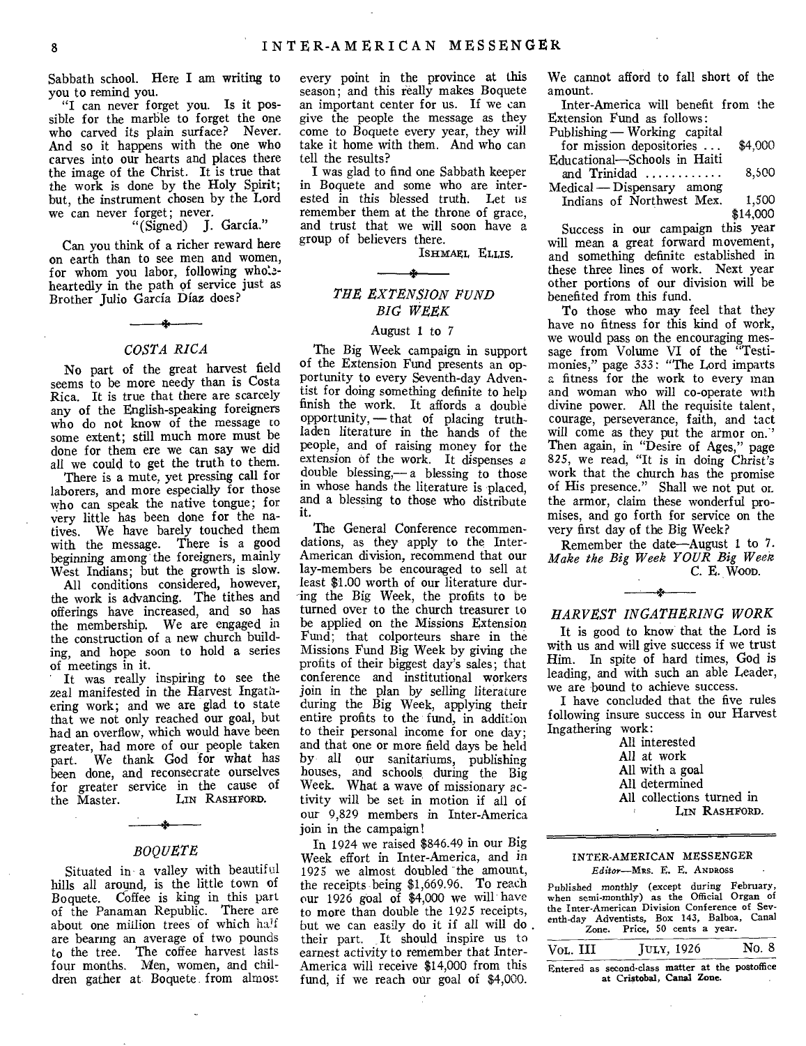Sabbath school. Here I am writing to you to remind you.

"I can never forget you. Is it possible for the marble to forget the one who carved its plain surface? Never. And so it happens with the one who carves into our hearts and places there the image of the Christ. It is true that the work is done by the Holy Spirit; but, the instrument chosen by the Lord we can never forget; never.

"(Signed) J. García."

Can you think of a richer reward here on earth than to see men and women, for whom you labor, following wholeheartedly in the path of service just as Brother Julio García Díaz does?

## *COSTA RICA*

No part of the great harvest field seems to be more needy than is Costa Rica. It is true that there are scarcely any of the English-speaking foreigners who do not know of the message to some extent; still much more must be done for them ere we can say we did all we could to get the truth to them.

There is a mute, yet pressing call for laborers, and more especially for those who can speak the native tongue; for very little has been done for the natives. We have barely touched them with the message. There is a good beginning among the foreigners, mainly West Indians; but the growth is slow.

All conditions considered, however, the work is advancing. The tithes and offerings have increased, and so has the membership. We are engaged in the construction of a new church building, and hope soon to hold a series of meetings in it.

It was really inspiring to see the zeal manifested in the Harvest Ingathering work; and we are glad to state that we not only reached our goal, but had an overflow, which would have been greater, had more of our people taken part. We thank God for what has been done, and reconsecrate ourselves for greater service in the cause of the Master.

LIN RASHFORD.

## *BOQUETE*

Situated in a valley with beautiful hills all around, is the little town of Boquete. Coffee is king in this part of the Panaman Republic. There are about one million trees of which half are bearing an average of two pounds to the tree. The coffee harvest lasts four months. Men, women, and children gather at Boquete from almost every point in the province at this season; and this really makes Boquete an important center for us. If we can give the people the message as they come to Boquete every year, they will take it home with them. And who can tell the results?

I was glad to find one Sabbath keeper in Boquete and some who are interested in this blessed truth. Let us remember them at the throne of grace, and trust that we will soon have a group of believers there.

ISHMAEL ELLIS.

## *THE EXTENSION FUND BIG WEEK*

August 1 to 7

The Big Week campaign in support of the Extension Fund presents an opportunity to every Seventh-day Adventist for doing something definite to help finish the work. It affords a double opportunity, — that of placing truth-laden literature in the hands of the people, and of raising money for the extension of the work. It dispenses a double blessing,— a blessing to those in whose hands the literature is placed, and a blessing to those who distribute it.

The General Conference recommendations, as they apply to the Inter-American division, recommend that our lay-members be encouraged to sell at least $1.00 worth of our literature during the Big Week, the profits to be turned over to the church treasurer to be applied on the Missions Extension Fund; that colporteurs share in the Missions Fund Big Week by giving the profits of their biggest day's sales; that conference and institutional workers join in the plan by selling literature during the Big Week, applying their entire profits to the fund, in addition to their personal income for one day; and that one or more field days be held by all our sanitariums, publishing houses, and schools during the Big Week. What a wave of missionary activity will be set in motion if all of our 9,829 members in Inter-America join in the campaign!

In 1924 we raised $846.49 in our Big Week effort in Inter-America, and in 1925 we almost doubled the amount, the receipts being $1,669.96. To reach our 1926 goal of $4,000 we will have to more than double the 1925 receipts, but we can easily do it if all will do their part. It should inspire us to earnest activity to remember that Inter-America will receive $14,000 from this fund, if we reach our goal of $4,000. We cannot afford to fall short of the amount.

Inter-America will benefit from the Extension Fund as follows:

| | |
|---|---|
| Publishing — Working capital for mission depositories . . . | $4,000 |
| Educational—Schools in Haiti and Trinidad . . . . . . . . . . . . | 8,500 |
| Medical — Dispensary among Indians of Northwest Mex. | 1,500 |
| | $14,000 |

Success in our campaign this year will mean a great forward movement, and something definite established in these three lines of work. Next year other portions of our division will be benefited from this fund.

To those who may feel that they have no fitness for this kind of work, we would pass on the encouraging message from Volume VI of the "Testimonies," page 333: "The Lord imparts a fitness for the work to every man and woman who will co-operate with divine power. All the requisite talent, courage, perseverance, faith, and tact will come as they put the armor on." Then again, in "Desire of Ages," page 825, we read, "It is in doing Christ's work that the church has the promise of His presence." Shall we not put on the armor, claim these wonderful promises, and go forth for service on the very first day of the Big Week?

Remember the date—August 1 to 7. *Make the Big Week YOUR Big Week*

C. E. WOOD.

## *HARVEST INGATHERING WORK*

It is good to know that the Lord is with us and will give success if we trust Him. In spite of hard times, God is leading, and with such an able Leader, we are bound to achieve success.

I have concluded that the five rules following insure success in our Harvest Ingathering work:

All interested
All at work
All with a goal
All determined
All collections turned in

LIN RASHFORD.

---

INTER-AMERICAN MESSENGER
*Editor*—MRS. E. E. ANDROSS

Published monthly (except during February, when semi-monthly) as the Official Organ of the Inter-American Division Conference of Seventh-day Adventists, Box 143, Balboa, Canal Zone. Price, 50 cents a year.

VOL. III — JULY, 1926 — NO. 8

Entered as second-class matter at the postoffice at Cristobal, Canal Zone.